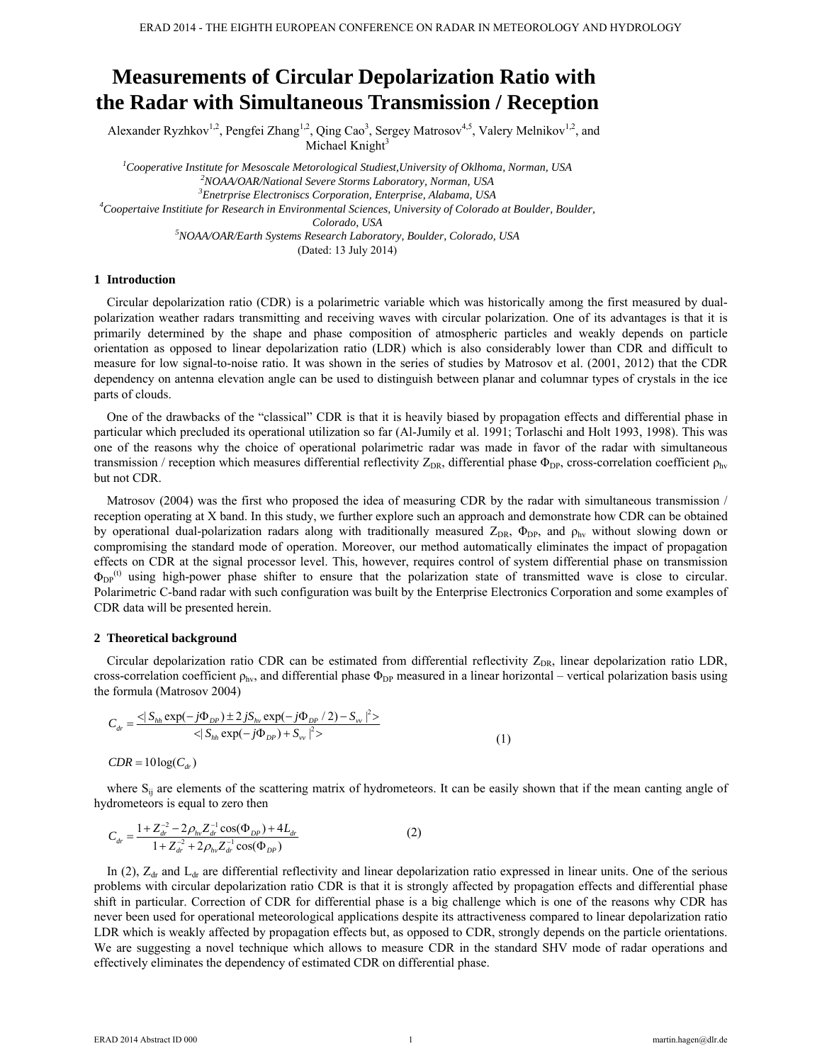# Measurements of Circular Depolarization Ratio with the Radar with Simultaneous Transmission / Reception

Alexander Ryzhkov[1,2], Pengfei Zhang[1,2], Qing Cao[3], Sergey Matrosov[4,5], Valery Melnikov[1,2], and Michael Knight[3]

[1]*Cooperative Institute for Mesoscale Metorological Studiest,University of Oklhoma, Norman, USA*
[2]*NOAA/OAR/National Severe Storms Laboratory, Norman, USA*
[3]*Enetrprise Electroniscs Corporation, Enterprise, Alabama, USA*
[4]*Coopertaive Instiitute for Research in Environmental Sciences, University of Colorado at Boulder, Boulder, Colorado, USA*
[5]*NOAA/OAR/Earth Systems Research Laboratory, Boulder, Colorado, USA*

(Dated: 13 July 2014)

## 1 Introduction

Circular depolarization ratio (CDR) is a polarimetric variable which was historically among the first measured by dual-polarization weather radars transmitting and receiving waves with circular polarization. One of its advantages is that it is primarily determined by the shape and phase composition of atmospheric particles and weakly depends on particle orientation as opposed to linear depolarization ratio (LDR) which is also considerably lower than CDR and difficult to measure for low signal-to-noise ratio. It was shown in the series of studies by Matrosov et al. (2001, 2012) that the CDR dependency on antenna elevation angle can be used to distinguish between planar and columnar types of crystals in the ice parts of clouds.

One of the drawbacks of the "classical" CDR is that it is heavily biased by propagation effects and differential phase in particular which precluded its operational utilization so far (Al-Jumily et al. 1991; Torlaschi and Holt 1993, 1998). This was one of the reasons why the choice of operational polarimetric radar was made in favor of the radar with simultaneous transmission / reception which measures differential reflectivity $Z_{DR}$, differential phase $\Phi_{DP}$, cross-correlation coefficient $\rho_{hv}$ but not CDR.

Matrosov (2004) was the first who proposed the idea of measuring CDR by the radar with simultaneous transmission / reception operating at X band. In this study, we further explore such an approach and demonstrate how CDR can be obtained by operational dual-polarization radars along with traditionally measured $Z_{DR}$, $\Phi_{DP}$, and $\rho_{hv}$ without slowing down or compromising the standard mode of operation. Moreover, our method automatically eliminates the impact of propagation effects on CDR at the signal processor level. This, however, requires control of system differential phase on transmission $\Phi_{DP}^{(t)}$ using high-power phase shifter to ensure that the polarization state of transmitted wave is close to circular. Polarimetric C-band radar with such configuration was built by the Enterprise Electronics Corporation and some examples of CDR data will be presented herein.

## 2 Theoretical background

Circular depolarization ratio CDR can be estimated from differential reflectivity $Z_{DR}$, linear depolarization ratio LDR, cross-correlation coefficient $\rho_{hv}$, and differential phase $\Phi_{DP}$ measured in a linear horizontal – vertical polarization basis using the formula (Matrosov 2004)

$$C_{dr} = \frac{<|S_{hh}\exp(-j\Phi_{DP}) \pm 2jS_{hv}\exp(-j\Phi_{DP}/2) - S_{vv}|^2>}{<|S_{hh}\exp(-j\Phi_{DP}) + S_{vv}|^2>} \tag{1}$$

$$CDR = 10\log(C_{dr})$$

where $S_{ij}$ are elements of the scattering matrix of hydrometeors. It can be easily shown that if the mean canting angle of hydrometeors is equal to zero then

$$C_{dr} = \frac{1 + Z_{dr}^{-2} - 2\rho_{hv}Z_{dr}^{-1}\cos(\Phi_{DP}) + 4L_{dr}}{1 + Z_{dr}^{-2} + 2\rho_{hv}Z_{dr}^{-1}\cos(\Phi_{DP})} \tag{2}$$

In (2), $Z_{dr}$ and $L_{dr}$ are differential reflectivity and linear depolarization ratio expressed in linear units. One of the serious problems with circular depolarization ratio CDR is that it is strongly affected by propagation effects and differential phase shift in particular. Correction of CDR for differential phase is a big challenge which is one of the reasons why CDR has never been used for operational meteorological applications despite its attractiveness compared to linear depolarization ratio LDR which is weakly affected by propagation effects but, as opposed to CDR, strongly depends on the particle orientations. We are suggesting a novel technique which allows to measure CDR in the standard SHV mode of radar operations and effectively eliminates the dependency of estimated CDR on differential phase.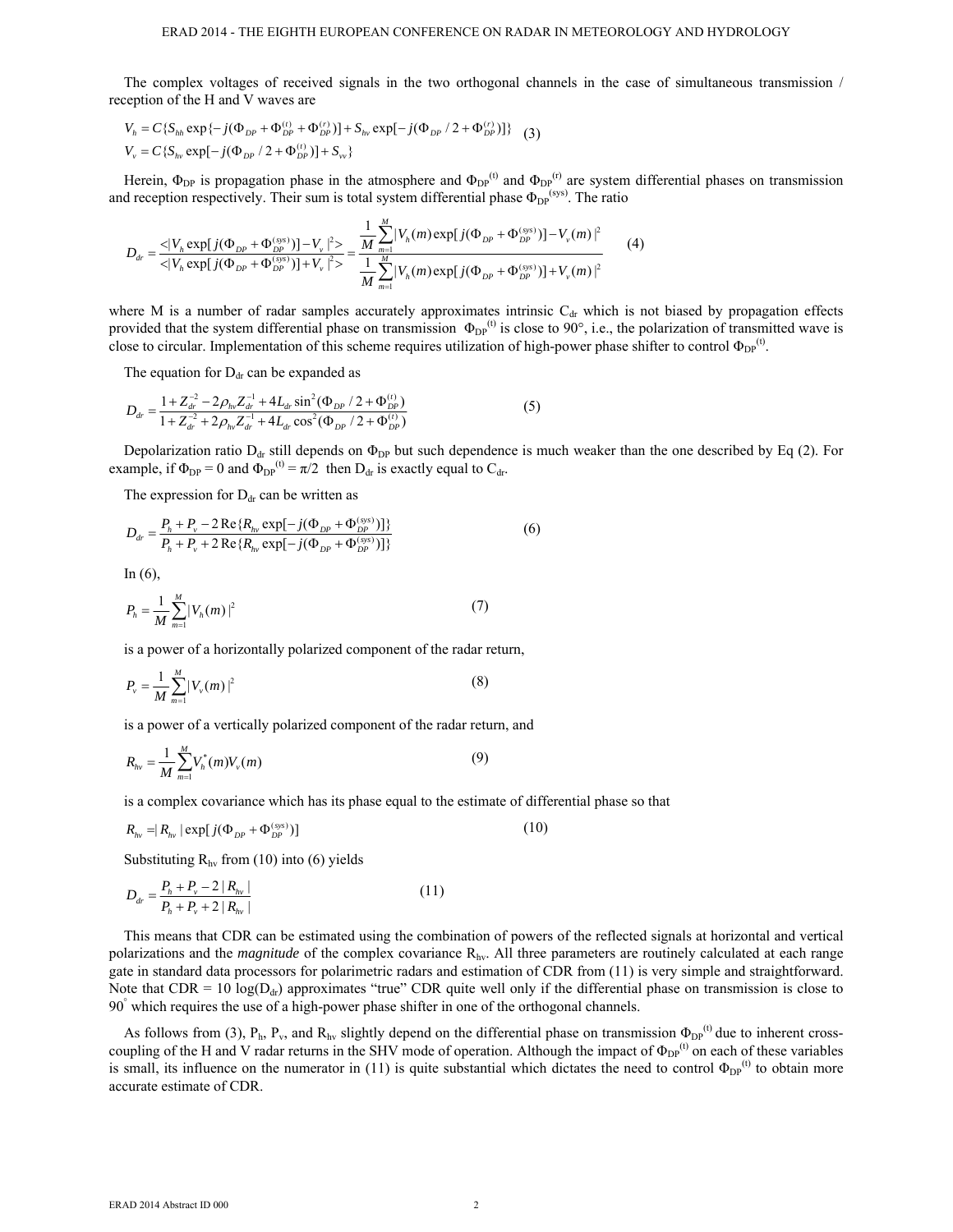The complex voltages of received signals in the two orthogonal channels in the case of simultaneous transmission / reception of the H and V waves are

$$
\begin{aligned}
V_h &= C\{S_{hh}\exp\{-j(\Phi_{DP}+\Phi_{DP}^{(t)}+\Phi_{DP}^{(r)})]+S_{hv}\exp[-j(\Phi_{DP}/2+\Phi_{DP}^{(r)})]\} \\
V_v &= C\{S_{hv}\exp[-j(\Phi_{DP}/2+\Phi_{DP}^{(t)})]+S_{vv}\}
\end{aligned}
\quad (3)
$$

Herein, $\Phi_{DP}$ is propagation phase in the atmosphere and $\Phi_{DP}^{(t)}$ and $\Phi_{DP}^{(r)}$ are system differential phases on transmission and reception respectively. Their sum is total system differential phase $\Phi_{DP}^{(sys)}$. The ratio

$$
D_{dr} = \frac{<|V_h\exp[j(\Phi_{DP}+\Phi_{DP}^{(sys)})]-V_v|^2>}{<|V_h\exp[j(\Phi_{DP}+\Phi_{DP}^{(sys)})]+V_v|^2>} = \frac{\frac{1}{M}\sum_{m=1}^{M}|V_h(m)\exp[j(\Phi_{DP}+\Phi_{DP}^{(sys)})]-V_v(m)|^2}{\frac{1}{M}\sum_{m=1}^{M}|V_h(m)\exp[j(\Phi_{DP}+\Phi_{DP}^{(sys)})]+V_v(m)|^2} \quad (4)
$$

where M is a number of radar samples accurately approximates intrinsic $C_{dr}$ which is not biased by propagation effects provided that the system differential phase on transmission $\Phi_{DP}^{(t)}$ is close to 90°, i.e., the polarization of transmitted wave is close to circular. Implementation of this scheme requires utilization of high-power phase shifter to control $\Phi_{DP}^{(t)}$.

The equation for $D_{dr}$ can be expanded as

$$
D_{dr} = \frac{1+Z_{dr}^{-2}-2\rho_{hv}Z_{dr}^{-1}+4L_{dr}\sin^2(\Phi_{DP}/2+\Phi_{DP}^{(t)})}{1+Z_{dr}^{-2}+2\rho_{hv}Z_{dr}^{-1}+4L_{dr}\cos^2(\Phi_{DP}/2+\Phi_{DP}^{(t)})} \quad (5)
$$

Depolarization ratio $D_{dr}$ still depends on $\Phi_{DP}$ but such dependence is much weaker than the one described by Eq (2). For example, if $\Phi_{DP} = 0$ and $\Phi_{DP}^{(t)} = \pi/2$ then $D_{dr}$ is exactly equal to $C_{dr}$.

The expression for $D_{dr}$ can be written as

$$
D_{dr} = \frac{P_h+P_v-2\,\mathrm{Re}\{R_{hv}\exp[-j(\Phi_{DP}+\Phi_{DP}^{(sys)})]\}}{P_h+P_v+2\,\mathrm{Re}\{R_{hv}\exp[-j(\Phi_{DP}+\Phi_{DP}^{(sys)})]\}} \quad (6)
$$

In (6),

$$
P_h = \frac{1}{M}\sum_{m=1}^{M}|V_h(m)|^2 \quad (7)
$$

is a power of a horizontally polarized component of the radar return,

$$
P_v = \frac{1}{M}\sum_{m=1}^{M}|V_v(m)|^2 \quad (8)
$$

is a power of a vertically polarized component of the radar return, and

$$
R_{hv} = \frac{1}{M}\sum_{m=1}^{M}V_h^*(m)V_v(m) \quad (9)
$$

is a complex covariance which has its phase equal to the estimate of differential phase so that

$$
R_{hv} = |R_{hv}|\exp[j(\Phi_{DP}+\Phi_{DP}^{(sys)})] \quad (10)
$$

Substituting $R_{hv}$ from (10) into (6) yields

$$
D_{dr} = \frac{P_h+P_v-2|R_{hv}|}{P_h+P_v+2|R_{hv}|} \quad (11)
$$

This means that CDR can be estimated using the combination of powers of the reflected signals at horizontal and vertical polarizations and the *magnitude* of the complex covariance $R_{hv}$. All three parameters are routinely calculated at each range gate in standard data processors for polarimetric radars and estimation of CDR from (11) is very simple and straightforward. Note that CDR = 10 log($D_{dr}$) approximates "true" CDR quite well only if the differential phase on transmission is close to 90° which requires the use of a high-power phase shifter in one of the orthogonal channels.

As follows from (3), $P_h$, $P_v$, and $R_{hv}$ slightly depend on the differential phase on transmission $\Phi_{DP}^{(t)}$ due to inherent cross-coupling of the H and V radar returns in the SHV mode of operation. Although the impact of $\Phi_{DP}^{(t)}$ on each of these variables is small, its influence on the numerator in (11) is quite substantial which dictates the need to control $\Phi_{DP}^{(t)}$ to obtain more accurate estimate of CDR.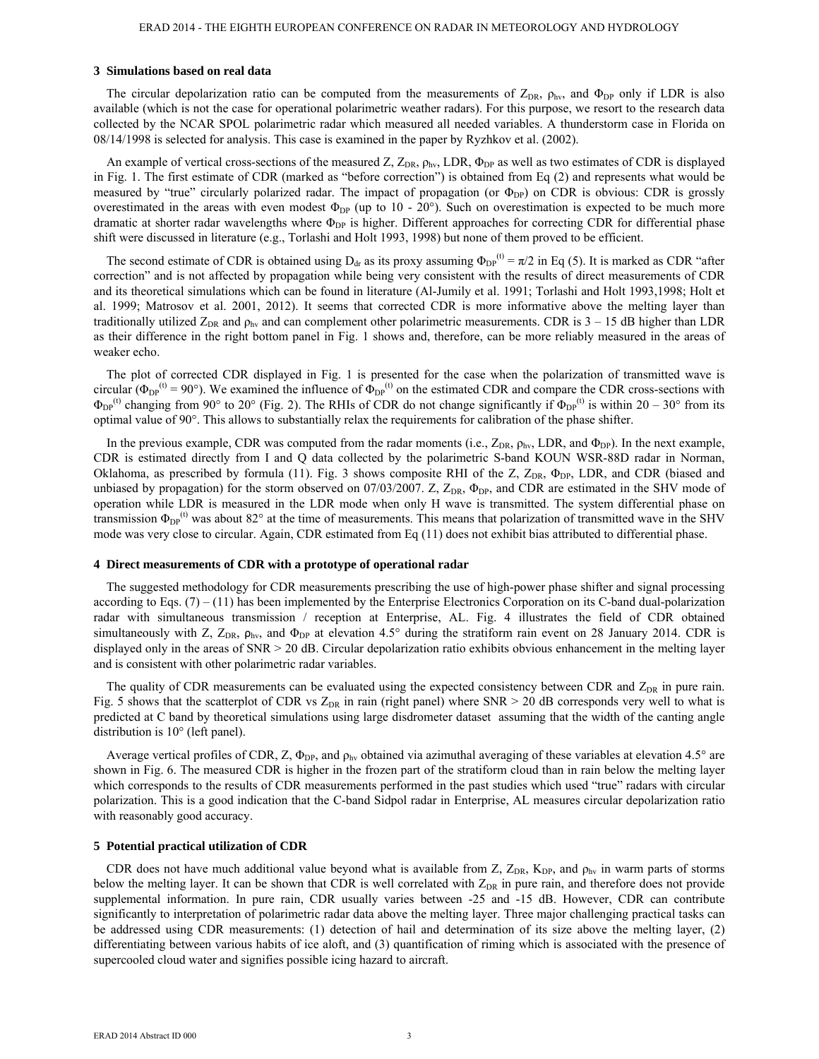## 3 Simulations based on real data

The circular depolarization ratio can be computed from the measurements of $Z_{DR}$, $\rho_{hv}$, and $\Phi_{DP}$ only if LDR is also available (which is not the case for operational polarimetric weather radars). For this purpose, we resort to the research data collected by the NCAR SPOL polarimetric radar which measured all needed variables. A thunderstorm case in Florida on 08/14/1998 is selected for analysis. This case is examined in the paper by Ryzhkov et al. (2002).

An example of vertical cross-sections of the measured Z, $Z_{DR}$, $\rho_{hv}$, LDR, $\Phi_{DP}$ as well as two estimates of CDR is displayed in Fig. 1. The first estimate of CDR (marked as "before correction") is obtained from Eq (2) and represents what would be measured by "true" circularly polarized radar. The impact of propagation (or $\Phi_{DP}$) on CDR is obvious: CDR is grossly overestimated in the areas with even modest $\Phi_{DP}$ (up to 10 - 20°). Such on overestimation is expected to be much more dramatic at shorter radar wavelengths where $\Phi_{DP}$ is higher. Different approaches for correcting CDR for differential phase shift were discussed in literature (e.g., Torlashi and Holt 1993, 1998) but none of them proved to be efficient.

The second estimate of CDR is obtained using $D_{dr}$ as its proxy assuming $\Phi_{DP}^{(t)} = \pi/2$ in Eq (5). It is marked as CDR "after correction" and is not affected by propagation while being very consistent with the results of direct measurements of CDR and its theoretical simulations which can be found in literature (Al-Jumily et al. 1991; Torlashi and Holt 1993,1998; Holt et al. 1999; Matrosov et al. 2001, 2012). It seems that corrected CDR is more informative above the melting layer than traditionally utilized $Z_{DR}$ and $\rho_{hv}$ and can complement other polarimetric measurements. CDR is 3 – 15 dB higher than LDR as their difference in the right bottom panel in Fig. 1 shows and, therefore, can be more reliably measured in the areas of weaker echo.

The plot of corrected CDR displayed in Fig. 1 is presented for the case when the polarization of transmitted wave is circular ($\Phi_{DP}^{(t)} = 90°$). We examined the influence of $\Phi_{DP}^{(t)}$ on the estimated CDR and compare the CDR cross-sections with $\Phi_{DP}^{(t)}$ changing from 90° to 20° (Fig. 2). The RHIs of CDR do not change significantly if $\Phi_{DP}^{(t)}$ is within 20 – 30° from its optimal value of 90°. This allows to substantially relax the requirements for calibration of the phase shifter.

In the previous example, CDR was computed from the radar moments (i.e., $Z_{DR}$, $\rho_{hv}$, LDR, and $\Phi_{DP}$). In the next example, CDR is estimated directly from I and Q data collected by the polarimetric S-band KOUN WSR-88D radar in Norman, Oklahoma, as prescribed by formula (11). Fig. 3 shows composite RHI of the Z, $Z_{DR}$, $\Phi_{DP}$, LDR, and CDR (biased and unbiased by propagation) for the storm observed on 07/03/2007. Z, $Z_{DR}$, $\Phi_{DP}$, and CDR are estimated in the SHV mode of operation while LDR is measured in the LDR mode when only H wave is transmitted. The system differential phase on transmission $\Phi_{DP}^{(t)}$ was about 82° at the time of measurements. This means that polarization of transmitted wave in the SHV mode was very close to circular. Again, CDR estimated from Eq (11) does not exhibit bias attributed to differential phase.

## 4 Direct measurements of CDR with a prototype of operational radar

The suggested methodology for CDR measurements prescribing the use of high-power phase shifter and signal processing according to Eqs. (7) – (11) has been implemented by the Enterprise Electronics Corporation on its C-band dual-polarization radar with simultaneous transmission / reception at Enterprise, AL. Fig. 4 illustrates the field of CDR obtained simultaneously with Z, $Z_{DR}$, $\rho_{hv}$, and $\Phi_{DP}$ at elevation 4.5° during the stratiform rain event on 28 January 2014. CDR is displayed only in the areas of SNR > 20 dB. Circular depolarization ratio exhibits obvious enhancement in the melting layer and is consistent with other polarimetric radar variables.

The quality of CDR measurements can be evaluated using the expected consistency between CDR and $Z_{DR}$ in pure rain. Fig. 5 shows that the scatterplot of CDR vs $Z_{DR}$ in rain (right panel) where SNR > 20 dB corresponds very well to what is predicted at C band by theoretical simulations using large disdrometer dataset assuming that the width of the canting angle distribution is 10° (left panel).

Average vertical profiles of CDR, Z, $\Phi_{DP}$, and $\rho_{hv}$ obtained via azimuthal averaging of these variables at elevation 4.5° are shown in Fig. 6. The measured CDR is higher in the frozen part of the stratiform cloud than in rain below the melting layer which corresponds to the results of CDR measurements performed in the past studies which used "true" radars with circular polarization. This is a good indication that the C-band Sidpol radar in Enterprise, AL measures circular depolarization ratio with reasonably good accuracy.

## 5 Potential practical utilization of CDR

CDR does not have much additional value beyond what is available from Z, $Z_{DR}$, $K_{DP}$, and $\rho_{hv}$ in warm parts of storms below the melting layer. It can be shown that CDR is well correlated with $Z_{DR}$ in pure rain, and therefore does not provide supplemental information. In pure rain, CDR usually varies between -25 and -15 dB. However, CDR can contribute significantly to interpretation of polarimetric radar data above the melting layer. Three major challenging practical tasks can be addressed using CDR measurements: (1) detection of hail and determination of its size above the melting layer, (2) differentiating between various habits of ice aloft, and (3) quantification of riming which is associated with the presence of supercooled cloud water and signifies possible icing hazard to aircraft.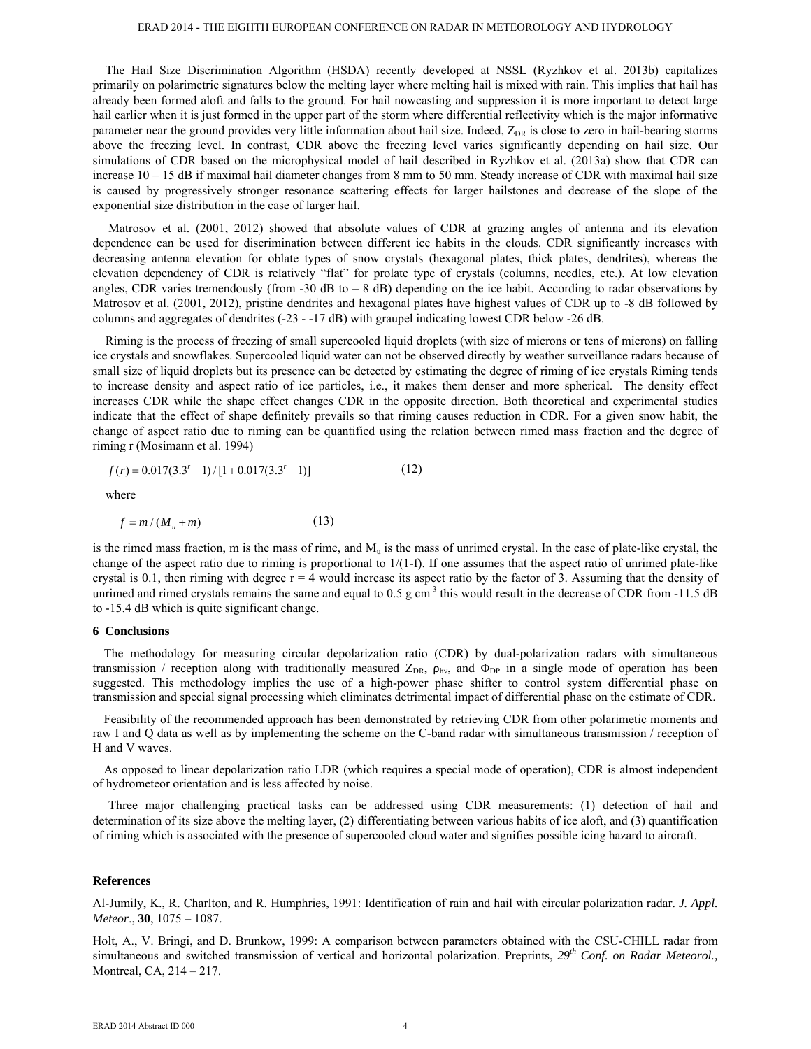The Hail Size Discrimination Algorithm (HSDA) recently developed at NSSL (Ryzhkov et al. 2013b) capitalizes primarily on polarimetric signatures below the melting layer where melting hail is mixed with rain. This implies that hail has already been formed aloft and falls to the ground. For hail nowcasting and suppression it is more important to detect large hail earlier when it is just formed in the upper part of the storm where differential reflectivity which is the major informative parameter near the ground provides very little information about hail size. Indeed, $Z_{DR}$ is close to zero in hail-bearing storms above the freezing level. In contrast, CDR above the freezing level varies significantly depending on hail size. Our simulations of CDR based on the microphysical model of hail described in Ryzhkov et al. (2013a) show that CDR can increase 10 – 15 dB if maximal hail diameter changes from 8 mm to 50 mm. Steady increase of CDR with maximal hail size is caused by progressively stronger resonance scattering effects for larger hailstones and decrease of the slope of the exponential size distribution in the case of larger hail.

Matrosov et al. (2001, 2012) showed that absolute values of CDR at grazing angles of antenna and its elevation dependence can be used for discrimination between different ice habits in the clouds. CDR significantly increases with decreasing antenna elevation for oblate types of snow crystals (hexagonal plates, thick plates, dendrites), whereas the elevation dependency of CDR is relatively "flat" for prolate type of crystals (columns, needles, etc.). At low elevation angles, CDR varies tremendously (from -30 dB to – 8 dB) depending on the ice habit. According to radar observations by Matrosov et al. (2001, 2012), pristine dendrites and hexagonal plates have highest values of CDR up to -8 dB followed by columns and aggregates of dendrites (-23 - -17 dB) with graupel indicating lowest CDR below -26 dB.

Riming is the process of freezing of small supercooled liquid droplets (with size of microns or tens of microns) on falling ice crystals and snowflakes. Supercooled liquid water can not be observed directly by weather surveillance radars because of small size of liquid droplets but its presence can be detected by estimating the degree of riming of ice crystals Riming tends to increase density and aspect ratio of ice particles, i.e., it makes them denser and more spherical. The density effect increases CDR while the shape effect changes CDR in the opposite direction. Both theoretical and experimental studies indicate that the effect of shape definitely prevails so that riming causes reduction in CDR. For a given snow habit, the change of aspect ratio due to riming can be quantified using the relation between rimed mass fraction and the degree of riming r (Mosimann et al. 1994)

$$f(r) = 0.017(3.3^r - 1)/[1 + 0.017(3.3^r - 1)] \qquad (12)$$

where

$$f = m/(M_u + m) \qquad (13)$$

is the rimed mass fraction, m is the mass of rime, and $M_u$ is the mass of unrimed crystal. In the case of plate-like crystal, the change of the aspect ratio due to riming is proportional to 1/(1-f). If one assumes that the aspect ratio of unrimed plate-like crystal is 0.1, then riming with degree r = 4 would increase its aspect ratio by the factor of 3. Assuming that the density of unrimed and rimed crystals remains the same and equal to 0.5 g cm$^{-3}$ this would result in the decrease of CDR from -11.5 dB to -15.4 dB which is quite significant change.

## 6 Conclusions

The methodology for measuring circular depolarization ratio (CDR) by dual-polarization radars with simultaneous transmission / reception along with traditionally measured $Z_{DR}$, $\rho_{hv}$, and $\Phi_{DP}$ in a single mode of operation has been suggested. This methodology implies the use of a high-power phase shifter to control system differential phase on transmission and special signal processing which eliminates detrimental impact of differential phase on the estimate of CDR.

Feasibility of the recommended approach has been demonstrated by retrieving CDR from other polarimetic moments and raw I and Q data as well as by implementing the scheme on the C-band radar with simultaneous transmission / reception of H and V waves.

As opposed to linear depolarization ratio LDR (which requires a special mode of operation), CDR is almost independent of hydrometeor orientation and is less affected by noise.

Three major challenging practical tasks can be addressed using CDR measurements: (1) detection of hail and determination of its size above the melting layer, (2) differentiating between various habits of ice aloft, and (3) quantification of riming which is associated with the presence of supercooled cloud water and signifies possible icing hazard to aircraft.

## References

Al-Jumily, K., R. Charlton, and R. Humphries, 1991: Identification of rain and hail with circular polarization radar. *J. Appl. Meteor*., **30**, 1075 – 1087.

Holt, A., V. Bringi, and D. Brunkow, 1999: A comparison between parameters obtained with the CSU-CHILL radar from simultaneous and switched transmission of vertical and horizontal polarization. Preprints, *29th Conf. on Radar Meteorol.,* Montreal, CA, 214 – 217.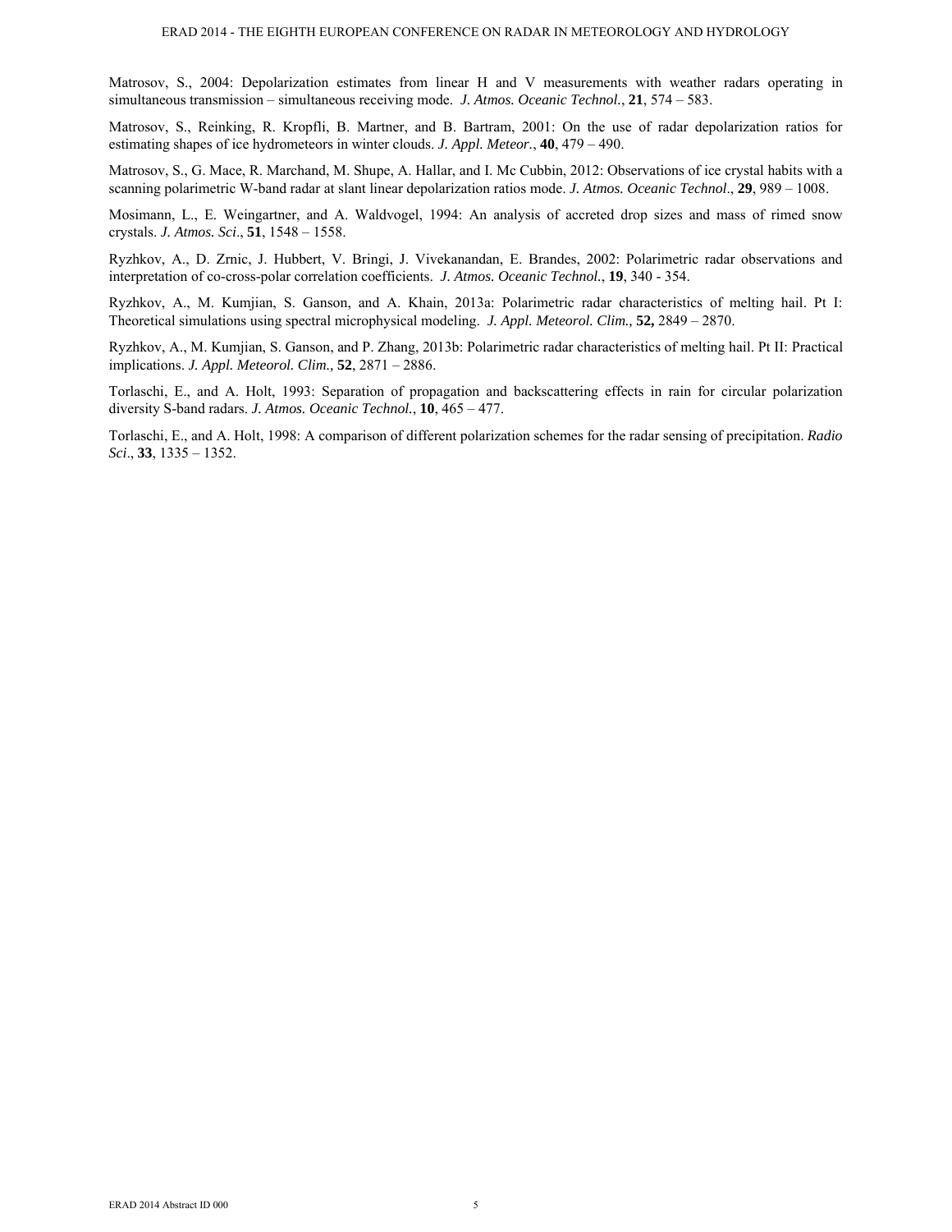Matrosov, S., 2004: Depolarization estimates from linear H and V measurements with weather radars operating in simultaneous transmission – simultaneous receiving mode. *J. Atmos. Oceanic Technol.*, **21**, 574 – 583.

Matrosov, S., Reinking, R. Kropfli, B. Martner, and B. Bartram, 2001: On the use of radar depolarization ratios for estimating shapes of ice hydrometeors in winter clouds. *J. Appl. Meteor.*, **40**, 479 – 490.

Matrosov, S., G. Mace, R. Marchand, M. Shupe, A. Hallar, and I. Mc Cubbin, 2012: Observations of ice crystal habits with a scanning polarimetric W-band radar at slant linear depolarization ratios mode. *J. Atmos. Oceanic Technol*., **29**, 989 – 1008.

Mosimann, L., E. Weingartner, and A. Waldvogel, 1994: An analysis of accreted drop sizes and mass of rimed snow crystals. *J. Atmos. Sci*., **51**, 1548 – 1558.

Ryzhkov, A., D. Zrnic, J. Hubbert, V. Bringi, J. Vivekanandan, E. Brandes, 2002: Polarimetric radar observations and interpretation of co-cross-polar correlation coefficients. *J. Atmos. Oceanic Technol.*, **19**, 340 - 354.

Ryzhkov, A., M. Kumjian, S. Ganson, and A. Khain, 2013a: Polarimetric radar characteristics of melting hail. Pt I: Theoretical simulations using spectral microphysical modeling. *J. Appl. Meteorol. Clim.,* **52,** 2849 – 2870.

Ryzhkov, A., M. Kumjian, S. Ganson, and P. Zhang, 2013b: Polarimetric radar characteristics of melting hail. Pt II: Practical implications. *J. Appl. Meteorol. Clim.,* **52**, 2871 – 2886.

Torlaschi, E., and A. Holt, 1993: Separation of propagation and backscattering effects in rain for circular polarization diversity S-band radars. *J. Atmos. Oceanic Technol.*, **10**, 465 – 477.

Torlaschi, E., and A. Holt, 1998: A comparison of different polarization schemes for the radar sensing of precipitation. *Radio Sci*., **33**, 1335 – 1352.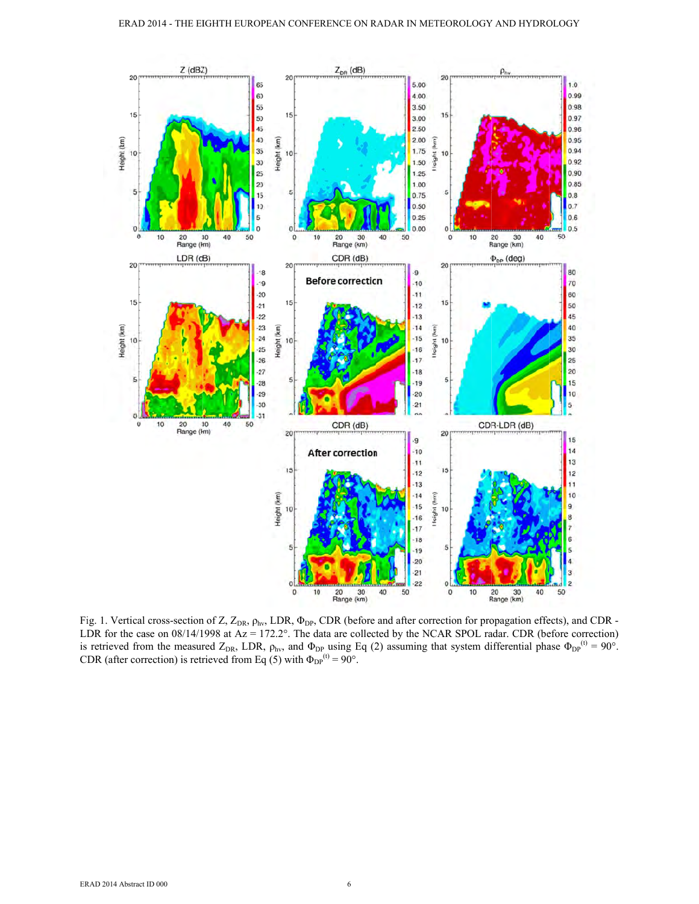Fig. 1. Vertical cross-section of Z, $Z_{DR}$, $\rho_{hv}$, LDR, $\Phi_{DP}$, CDR (before and after correction for propagation effects), and CDR - LDR for the case on 08/14/1998 at Az = 172.2°. The data are collected by the NCAR SPOL radar. CDR (before correction) is retrieved from the measured $Z_{DR}$, LDR, $\rho_{hv}$, and $\Phi_{DP}$ using Eq (2) assuming that system differential phase $\Phi_{DP}^{(t)} = 90°$. CDR (after correction) is retrieved from Eq (5) with $\Phi_{DP}^{(t)} = 90°$.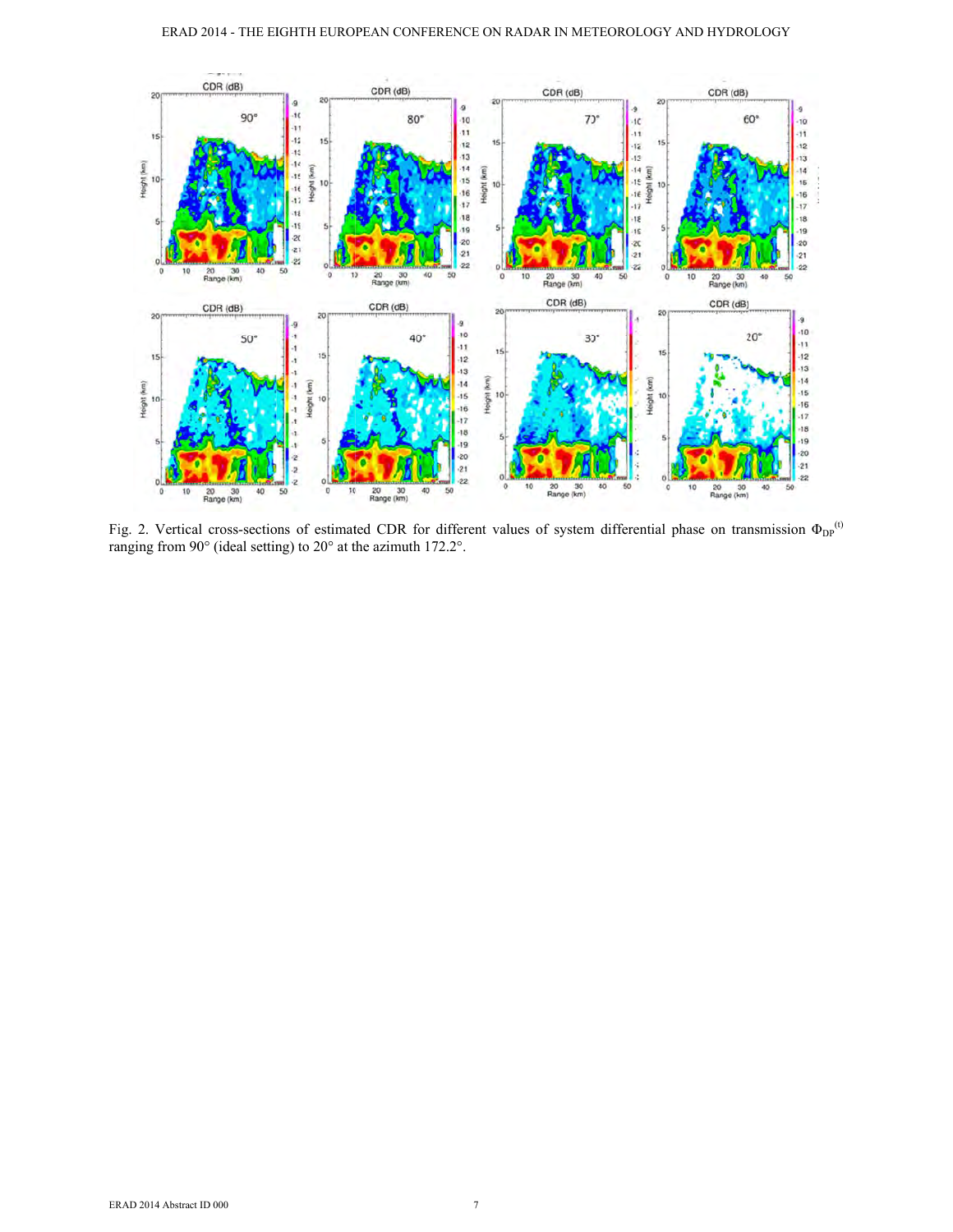Fig. 2. Vertical cross-sections of estimated CDR for different values of system differential phase on transmission $\Phi_{DP}^{(t)}$ ranging from 90° (ideal setting) to 20° at the azimuth 172.2°.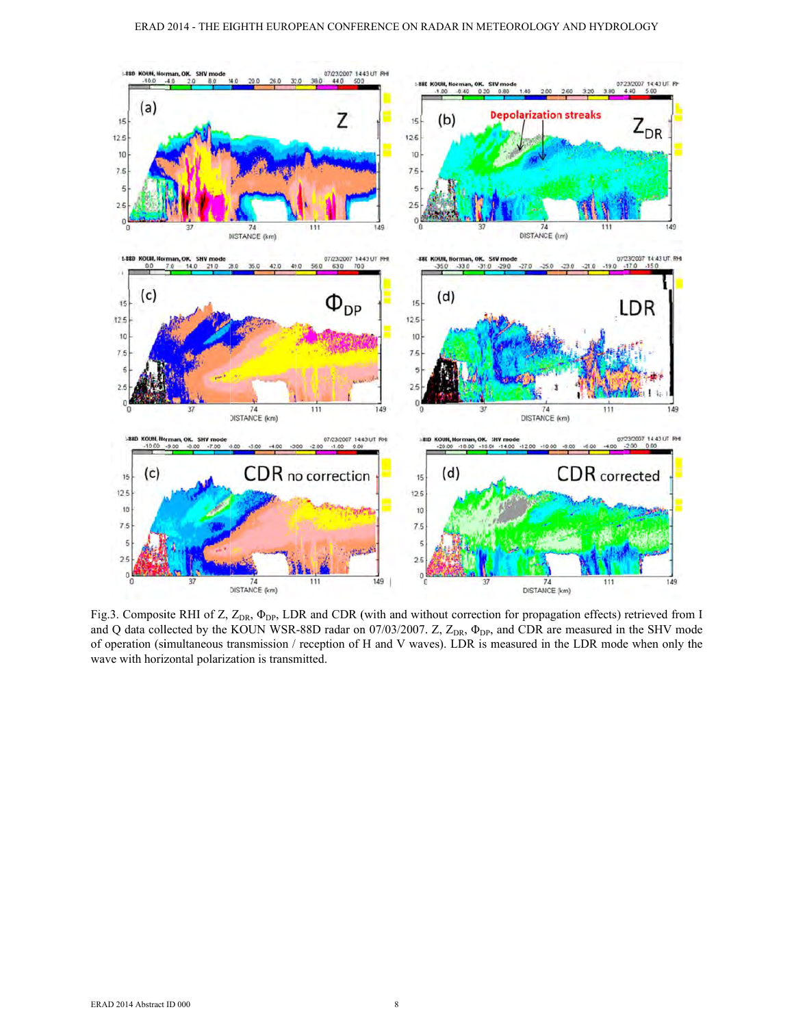Fig.3. Composite RHI of Z, $Z_{DR}$, $\Phi_{DP}$, LDR and CDR (with and without correction for propagation effects) retrieved from I and Q data collected by the KOUN WSR-88D radar on 07/03/2007. Z, $Z_{DR}$, $\Phi_{DP}$, and CDR are measured in the SHV mode of operation (simultaneous transmission / reception of H and V waves). LDR is measured in the LDR mode when only the wave with horizontal polarization is transmitted.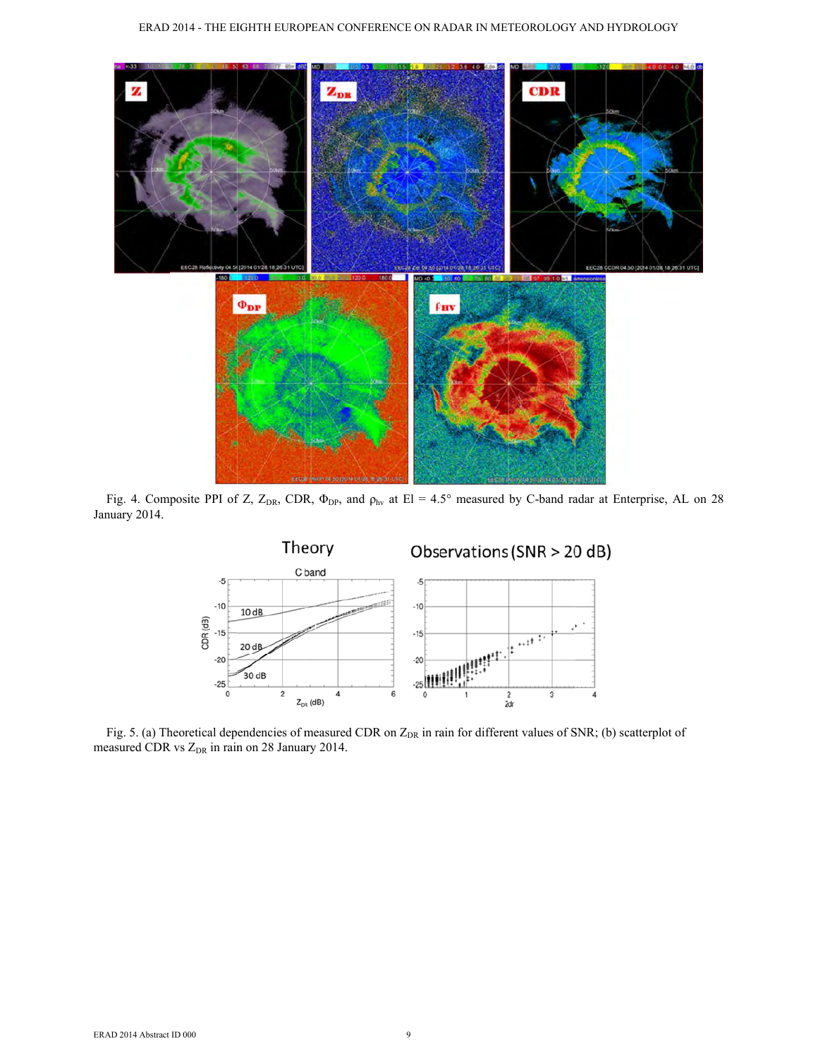Fig. 4. Composite PPI of Z, $Z_{DR}$, CDR, $\Phi_{DP}$, and $\rho_{hv}$ at El = 4.5° measured by C-band radar at Enterprise, AL on 28 January 2014.

Fig. 5. (a) Theoretical dependencies of measured CDR on $Z_{DR}$ in rain for different values of SNR; (b) scatterplot of measured CDR vs $Z_{DR}$ in rain on 28 January 2014.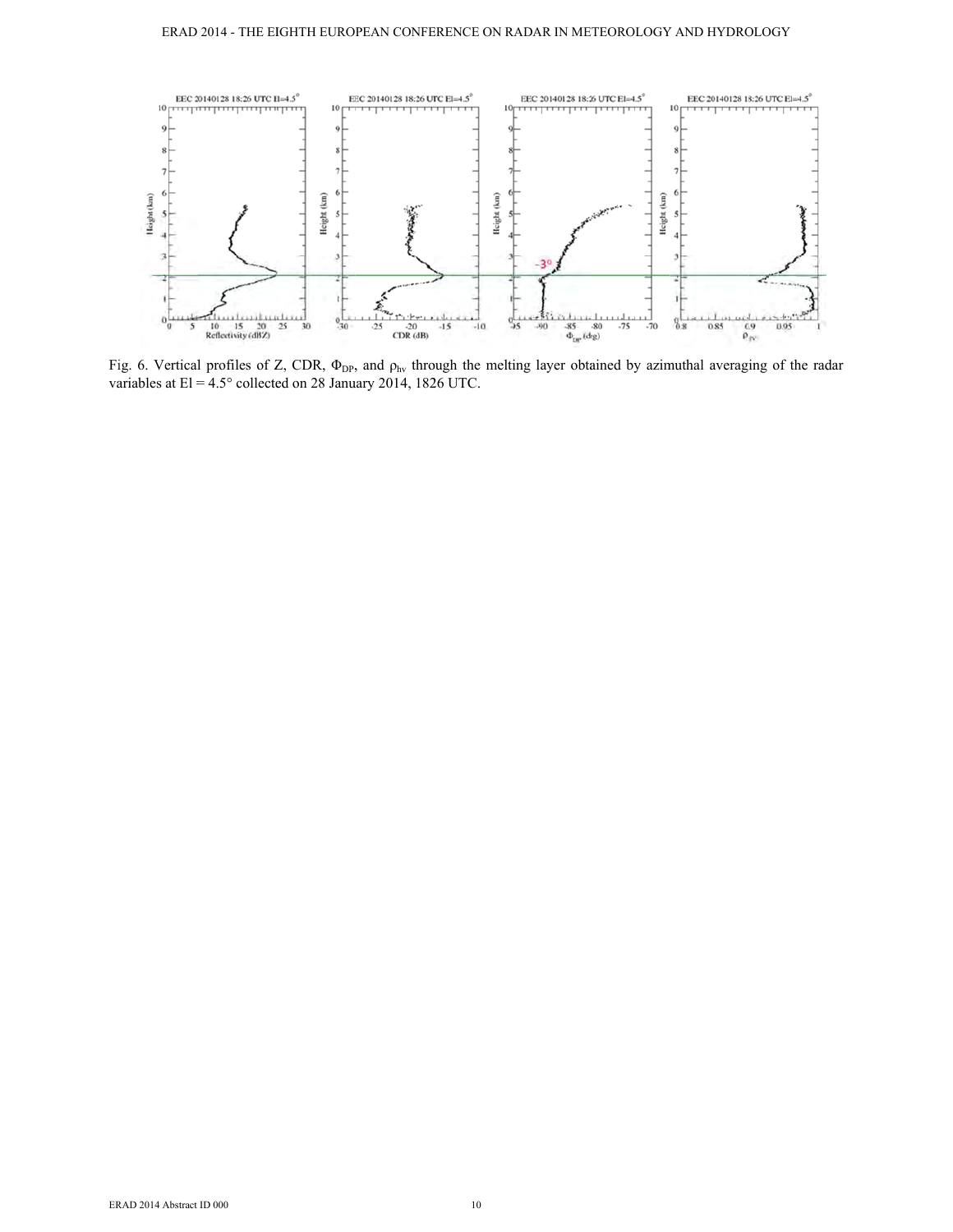EEC 20140128 18:26 UTC El=4.5°

Height (km)

Reflectivity (dBZ)

EEC 20140128 18:26 UTC El=4.5°

Height (km)

CDR (dB)

EEC 20140128 18:26 UTC El=4.5°

Height (km)

-3°

$\Phi_{DP}$ (deg)

EEC 20140128 18:26 UTC El=4.5°

Height (km)

$\rho_{hv}$

Fig. 6. Vertical profiles of Z, CDR, $\Phi_{DP}$, and $\rho_{hv}$ through the melting layer obtained by azimuthal averaging of the radar variables at El = 4.5° collected on 28 January 2014, 1826 UTC.